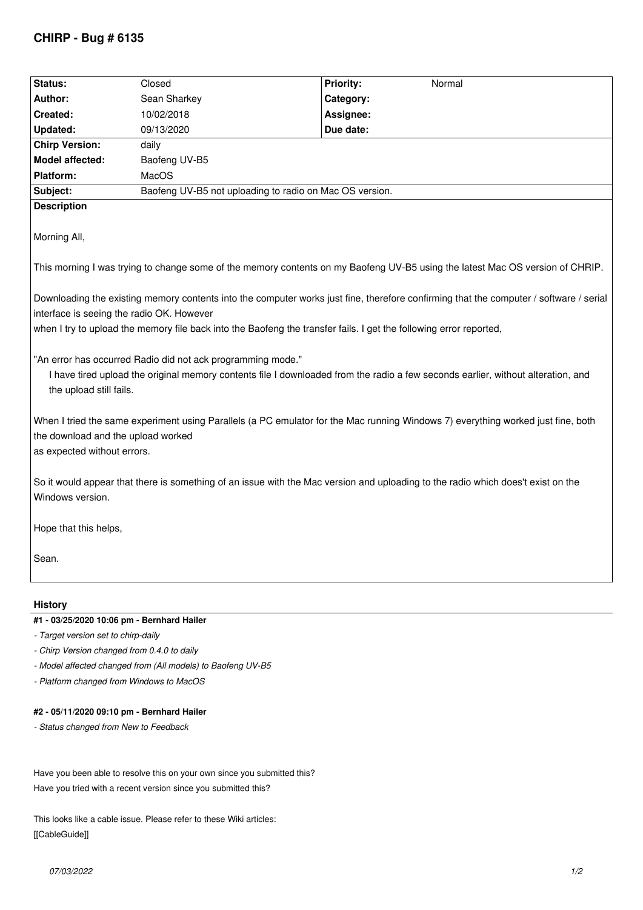# CHIRP - Bug # 6135

| Status: | Closed | Priority: | Normal |
|---|---|---|---|
| Author: | Sean Sharkey | Category: | |
| Created: | 10/02/2018 | Assignee: | |
| Updated: | 09/13/2020 | Due date: | |
| Chirp Version: | daily | | |
| Model affected: | Baofeng UV-B5 | | |
| Platform: | MacOS | | |
| Subject: | Baofeng UV-B5 not uploading to radio on Mac OS version. | | |

**Description**

Morning All,

This morning I was trying to change some of the memory contents on my Baofeng UV-B5 using the latest Mac OS version of CHRIP.

Downloading the existing memory contents into the computer works just fine, therefore confirming that the computer / software / serial interface is seeing the radio OK. However
when I try to upload the memory file back into the Baofeng the transfer fails. I get the following error reported,

"An error has occurred Radio did not ack programming mode."
I have tired upload the original memory contents file I downloaded from the radio a few seconds earlier, without alteration, and the upload still fails.

When I tried the same experiment using Parallels (a PC emulator for the Mac running Windows 7) everything worked just fine, both the download and the upload worked
as expected without errors.

So it would appear that there is something of an issue with the Mac version and uploading to the radio which does't exist on the Windows version.

Hope that this helps,

Sean.

## History

#### #1 - 03/25/2020 10:06 pm - Bernhard Hailer

- *Target version set to chirp-daily*
- *Chirp Version changed from 0.4.0 to daily*
- *Model affected changed from (All models) to Baofeng UV-B5*
- *Platform changed from Windows to MacOS*

#### #2 - 05/11/2020 09:10 pm - Bernhard Hailer

- *Status changed from New to Feedback*

Have you been able to resolve this on your own since you submitted this?
Have you tried with a recent version since you submitted this?

This looks like a cable issue. Please refer to these Wiki articles:
[[CableGuide]]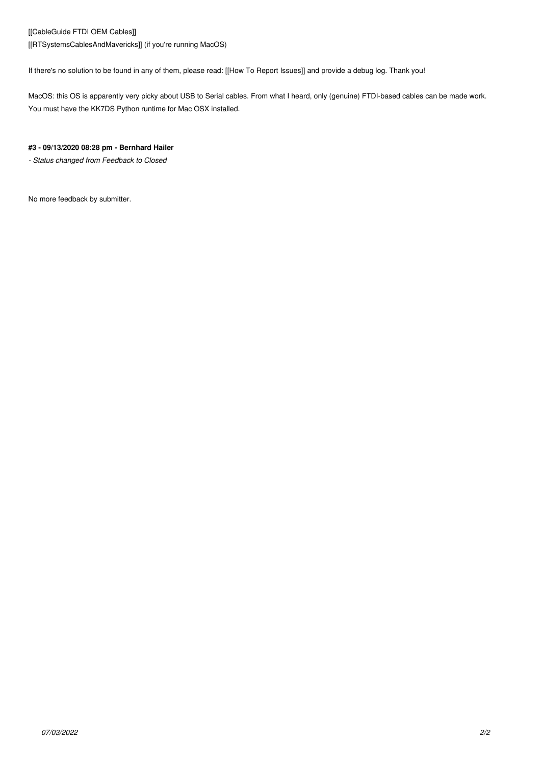[[CableGuide FTDI OEM Cables]]
[[RTSystemsCablesAndMavericks]] (if you're running MacOS)

If there's no solution to be found in any of them, please read: [[How To Report Issues]] and provide a debug log. Thank you!

MacOS: this OS is apparently very picky about USB to Serial cables. From what I heard, only (genuine) FTDI-based cables can be made work.
You must have the KK7DS Python runtime for Mac OSX installed.

**#3 - 09/13/2020 08:28 pm - Bernhard Hailer**

*- Status changed from Feedback to Closed*

No more feedback by submitter.